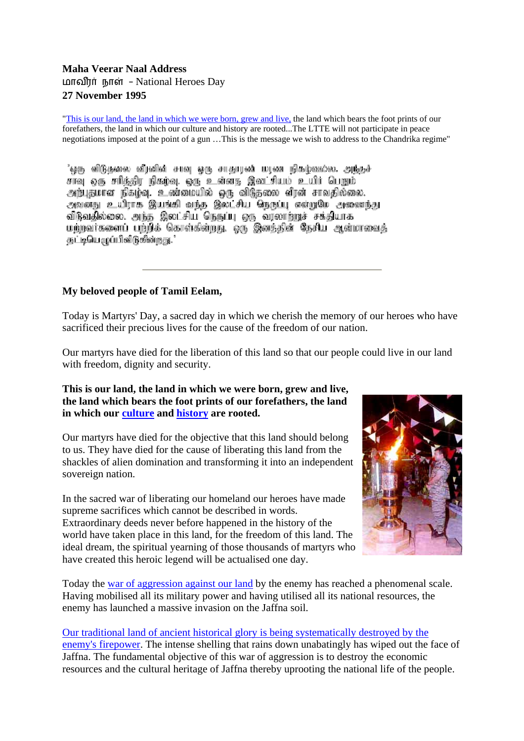**Maha Veerar Naal Address**
மாவீரர் நாள் - National Heroes Day
**27 November 1995**

"This is our land, the land in which we were born, grew and live, the land which bears the foot prints of our forefathers, the land in which our culture and history are rooted...The LTTE will not participate in peace negotiations imposed at the point of a gun …This is the message we wish to address to the Chandrika regime"

'ஒரு விடுதலை வீரனின் சாவு ஒரு சாதாரண மரண நிகழ்வல்ல. அந்தச் சாவு ஒரு சரித்திர நிகழ்வு. ஒரு உன்னத இலட்சியம் உயிர் பெறும் அற்புதமான நிகழ்வு. உண்மையில் ஒரு விடுதலை வீரன் சாவதில்லை. அவனது உயிராக இயங்கி வந்த இலட்சிய நெருப்பு என்றுமே அணைந்து விடுவதில்லை. அந்த இலட்சிய நெருப்பு ஒரு வரலாற்றுச் சக்தியாக மற்றவர்களைப் பற்றிக் கொள்கின்றது. ஒரு இனத்தின் தேசிய ஆன்மாவைத் தட்டியெழுப்பி விடுகின்றது.'

---

**My beloved people of Tamil Eelam,**

Today is Martyrs' Day, a sacred day in which we cherish the memory of our heroes who have sacrificed their precious lives for the cause of the freedom of our nation.

Our martyrs have died for the liberation of this land so that our people could live in our land with freedom, dignity and security.

**This is our land, the land in which we were born, grew and live, the land which bears the foot prints of our forefathers, the land in which our culture and history are rooted.**

Our martyrs have died for the objective that this land should belong to us. They have died for the cause of liberating this land from the shackles of alien domination and transforming it into an independent sovereign nation.

In the sacred war of liberating our homeland our heroes have made supreme sacrifices which cannot be described in words. Extraordinary deeds never before happened in the history of the world have taken place in this land, for the freedom of this land. The ideal dream, the spiritual yearning of those thousands of martyrs who have created this heroic legend will be actualised one day.

Today the war of aggression against our land by the enemy has reached a phenomenal scale. Having mobilised all its military power and having utilised all its national resources, the enemy has launched a massive invasion on the Jaffna soil.

Our traditional land of ancient historical glory is being systematically destroyed by the enemy's firepower. The intense shelling that rains down unabatingly has wiped out the face of Jaffna. The fundamental objective of this war of aggression is to destroy the economic resources and the cultural heritage of Jaffna thereby uprooting the national life of the people.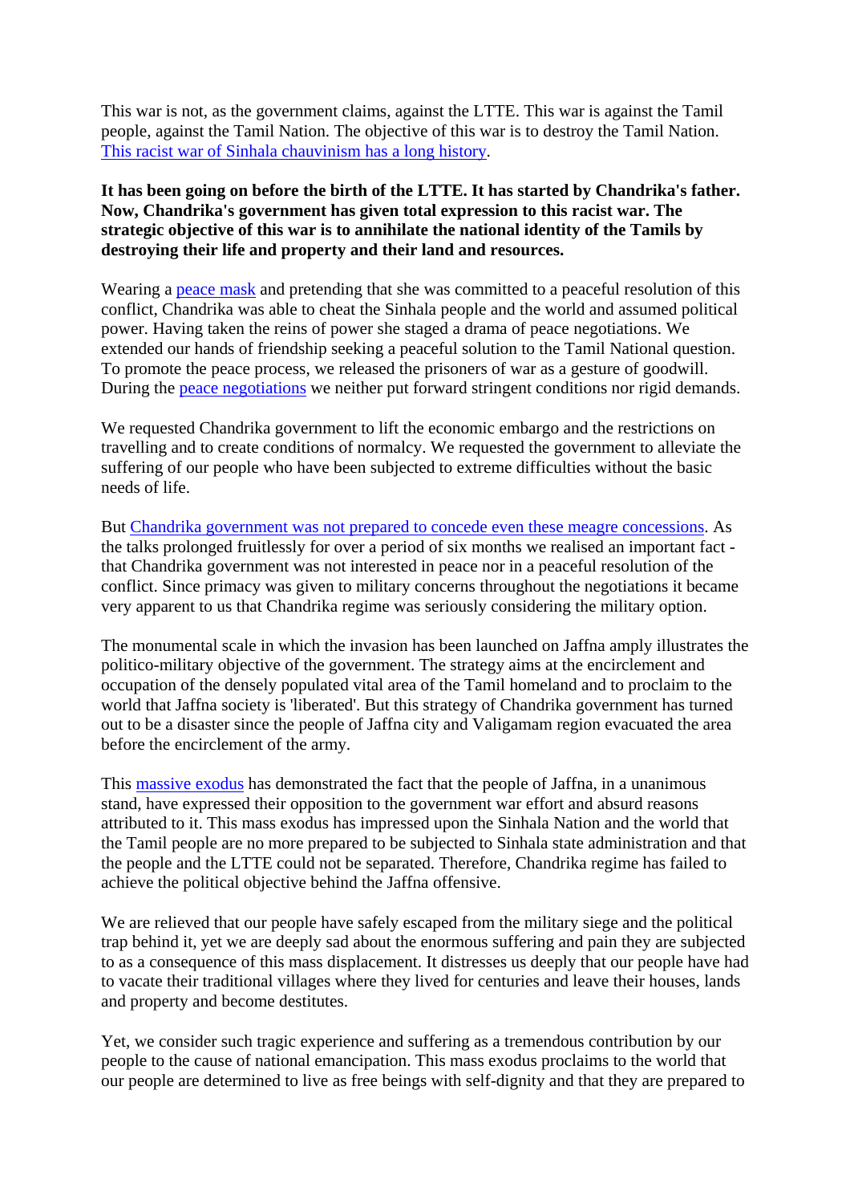This war is not, as the government claims, against the LTTE. This war is against the Tamil people, against the Tamil Nation. The objective of this war is to destroy the Tamil Nation. This racist war of Sinhala chauvinism has a long history.

**It has been going on before the birth of the LTTE. It has started by Chandrika's father. Now, Chandrika's government has given total expression to this racist war. The strategic objective of this war is to annihilate the national identity of the Tamils by destroying their life and property and their land and resources.**

Wearing a peace mask and pretending that she was committed to a peaceful resolution of this conflict, Chandrika was able to cheat the Sinhala people and the world and assumed political power. Having taken the reins of power she staged a drama of peace negotiations. We extended our hands of friendship seeking a peaceful solution to the Tamil National question. To promote the peace process, we released the prisoners of war as a gesture of goodwill. During the peace negotiations we neither put forward stringent conditions nor rigid demands.

We requested Chandrika government to lift the economic embargo and the restrictions on travelling and to create conditions of normalcy. We requested the government to alleviate the suffering of our people who have been subjected to extreme difficulties without the basic needs of life.

But Chandrika government was not prepared to concede even these meagre concessions. As the talks prolonged fruitlessly for over a period of six months we realised an important fact - that Chandrika government was not interested in peace nor in a peaceful resolution of the conflict. Since primacy was given to military concerns throughout the negotiations it became very apparent to us that Chandrika regime was seriously considering the military option.

The monumental scale in which the invasion has been launched on Jaffna amply illustrates the politico-military objective of the government. The strategy aims at the encirclement and occupation of the densely populated vital area of the Tamil homeland and to proclaim to the world that Jaffna society is 'liberated'. But this strategy of Chandrika government has turned out to be a disaster since the people of Jaffna city and Valigamam region evacuated the area before the encirclement of the army.

This massive exodus has demonstrated the fact that the people of Jaffna, in a unanimous stand, have expressed their opposition to the government war effort and absurd reasons attributed to it. This mass exodus has impressed upon the Sinhala Nation and the world that the Tamil people are no more prepared to be subjected to Sinhala state administration and that the people and the LTTE could not be separated. Therefore, Chandrika regime has failed to achieve the political objective behind the Jaffna offensive.

We are relieved that our people have safely escaped from the military siege and the political trap behind it, yet we are deeply sad about the enormous suffering and pain they are subjected to as a consequence of this mass displacement. It distresses us deeply that our people have had to vacate their traditional villages where they lived for centuries and leave their houses, lands and property and become destitutes.

Yet, we consider such tragic experience and suffering as a tremendous contribution by our people to the cause of national emancipation. This mass exodus proclaims to the world that our people are determined to live as free beings with self-dignity and that they are prepared to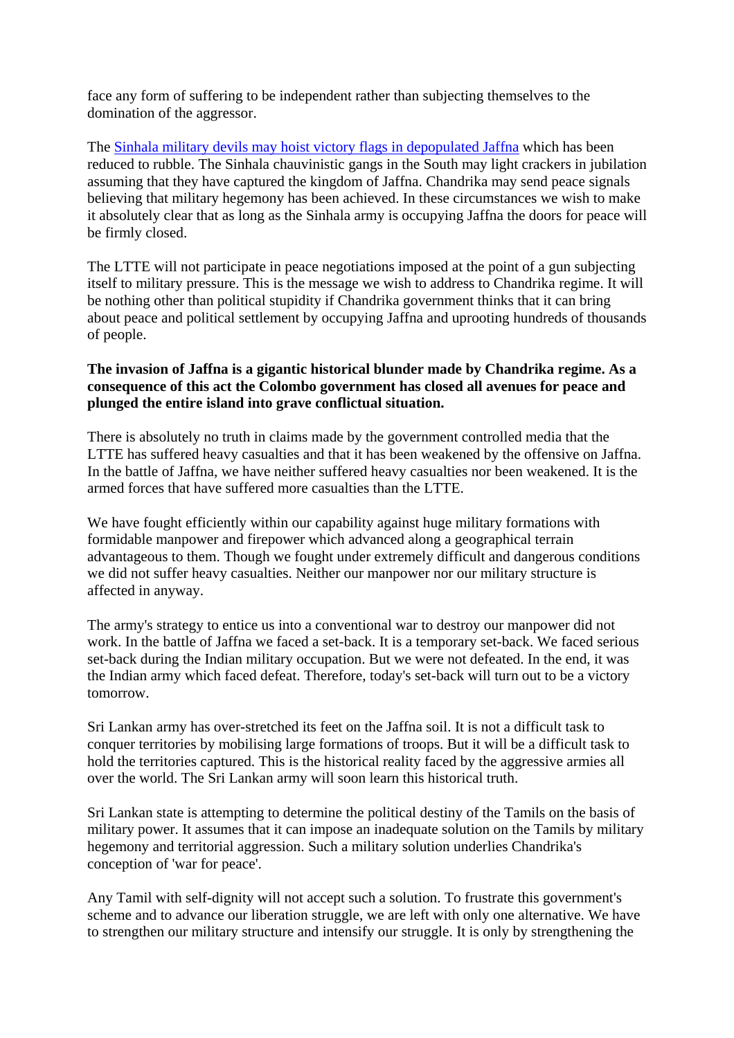face any form of suffering to be independent rather than subjecting themselves to the domination of the aggressor.

The Sinhala military devils may hoist victory flags in depopulated Jaffna which has been reduced to rubble. The Sinhala chauvinistic gangs in the South may light crackers in jubilation assuming that they have captured the kingdom of Jaffna. Chandrika may send peace signals believing that military hegemony has been achieved. In these circumstances we wish to make it absolutely clear that as long as the Sinhala army is occupying Jaffna the doors for peace will be firmly closed.

The LTTE will not participate in peace negotiations imposed at the point of a gun subjecting itself to military pressure. This is the message we wish to address to Chandrika regime. It will be nothing other than political stupidity if Chandrika government thinks that it can bring about peace and political settlement by occupying Jaffna and uprooting hundreds of thousands of people.

**The invasion of Jaffna is a gigantic historical blunder made by Chandrika regime. As a consequence of this act the Colombo government has closed all avenues for peace and plunged the entire island into grave conflictual situation.**

There is absolutely no truth in claims made by the government controlled media that the LTTE has suffered heavy casualties and that it has been weakened by the offensive on Jaffna. In the battle of Jaffna, we have neither suffered heavy casualties nor been weakened. It is the armed forces that have suffered more casualties than the LTTE.

We have fought efficiently within our capability against huge military formations with formidable manpower and firepower which advanced along a geographical terrain advantageous to them. Though we fought under extremely difficult and dangerous conditions we did not suffer heavy casualties. Neither our manpower nor our military structure is affected in anyway.

The army's strategy to entice us into a conventional war to destroy our manpower did not work. In the battle of Jaffna we faced a set-back. It is a temporary set-back. We faced serious set-back during the Indian military occupation. But we were not defeated. In the end, it was the Indian army which faced defeat. Therefore, today's set-back will turn out to be a victory tomorrow.

Sri Lankan army has over-stretched its feet on the Jaffna soil. It is not a difficult task to conquer territories by mobilising large formations of troops. But it will be a difficult task to hold the territories captured. This is the historical reality faced by the aggressive armies all over the world. The Sri Lankan army will soon learn this historical truth.

Sri Lankan state is attempting to determine the political destiny of the Tamils on the basis of military power. It assumes that it can impose an inadequate solution on the Tamils by military hegemony and territorial aggression. Such a military solution underlies Chandrika's conception of 'war for peace'.

Any Tamil with self-dignity will not accept such a solution. To frustrate this government's scheme and to advance our liberation struggle, we are left with only one alternative. We have to strengthen our military structure and intensify our struggle. It is only by strengthening the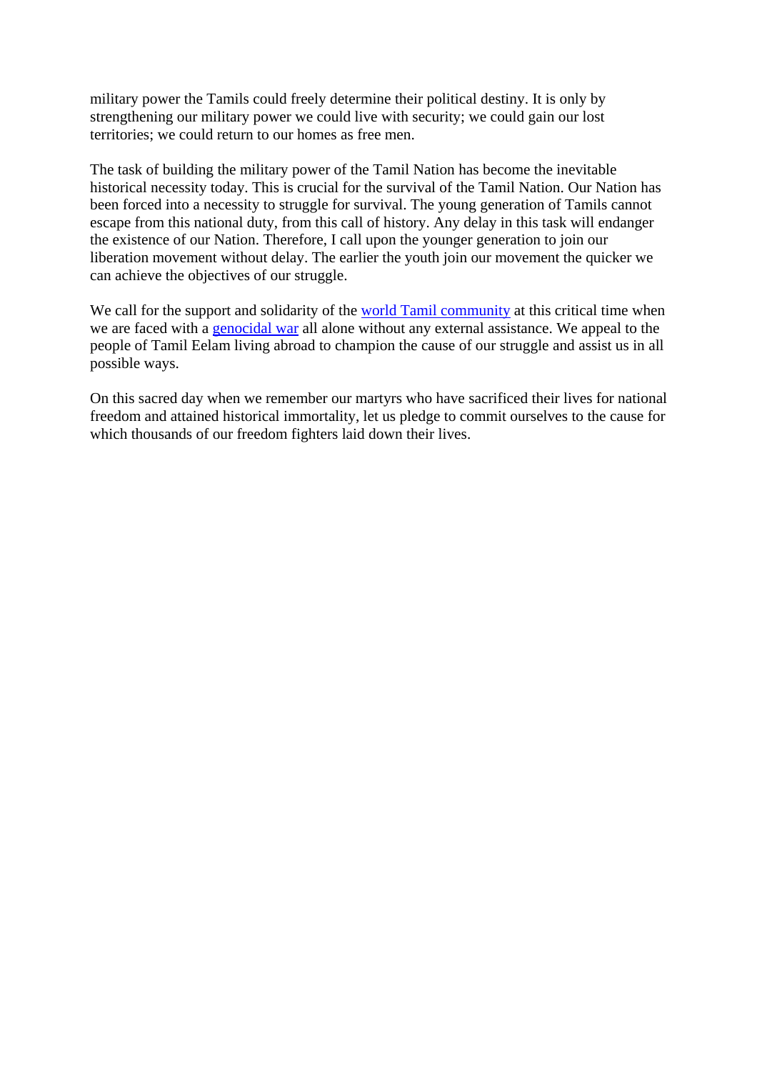military power the Tamils could freely determine their political destiny. It is only by strengthening our military power we could live with security; we could gain our lost territories; we could return to our homes as free men.

The task of building the military power of the Tamil Nation has become the inevitable historical necessity today. This is crucial for the survival of the Tamil Nation. Our Nation has been forced into a necessity to struggle for survival. The young generation of Tamils cannot escape from this national duty, from this call of history. Any delay in this task will endanger the existence of our Nation. Therefore, I call upon the younger generation to join our liberation movement without delay. The earlier the youth join our movement the quicker we can achieve the objectives of our struggle.

We call for the support and solidarity of the world Tamil community at this critical time when we are faced with a genocidal war all alone without any external assistance. We appeal to the people of Tamil Eelam living abroad to champion the cause of our struggle and assist us in all possible ways.

On this sacred day when we remember our martyrs who have sacrificed their lives for national freedom and attained historical immortality, let us pledge to commit ourselves to the cause for which thousands of our freedom fighters laid down their lives.